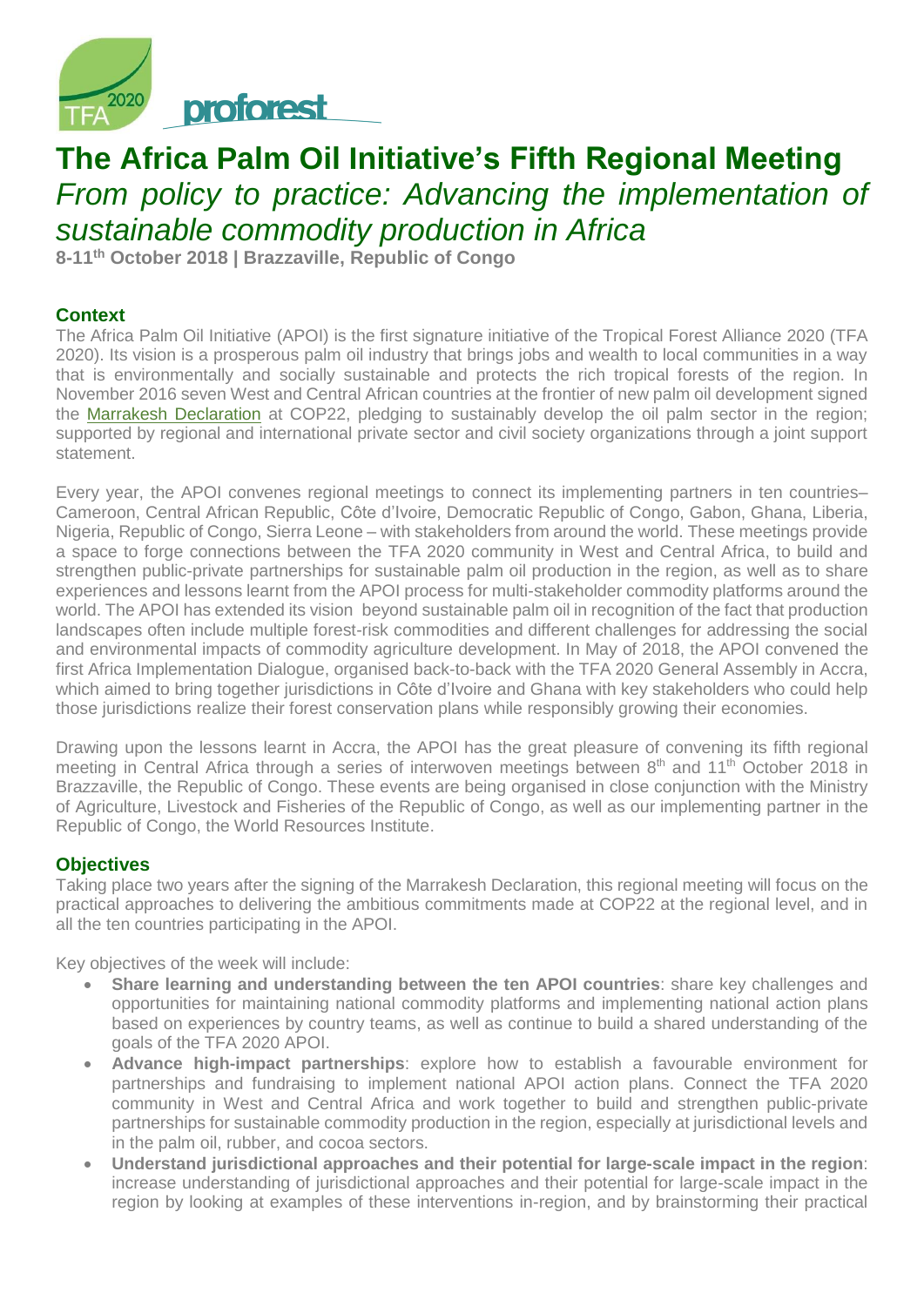# The Africa Palm Oil Initiative's Fifth Regional Meeting

*From policy to practice: Advancing the implementation of sustainable commodity production in Africa*

**8-11th October 2018 | Brazzaville, Republic of Congo**

## Context

The Africa Palm Oil Initiative (APOI) is the first signature initiative of the Tropical Forest Alliance 2020 (TFA 2020). Its vision is a prosperous palm oil industry that brings jobs and wealth to local communities in a way that is environmentally and socially sustainable and protects the rich tropical forests of the region. In November 2016 seven West and Central African countries at the frontier of new palm oil development signed the Marrakesh Declaration at COP22, pledging to sustainably develop the oil palm sector in the region; supported by regional and international private sector and civil society organizations through a joint support statement.

Every year, the APOI convenes regional meetings to connect its implementing partners in ten countries– Cameroon, Central African Republic, Côte d'Ivoire, Democratic Republic of Congo, Gabon, Ghana, Liberia, Nigeria, Republic of Congo, Sierra Leone – with stakeholders from around the world. These meetings provide a space to forge connections between the TFA 2020 community in West and Central Africa, to build and strengthen public-private partnerships for sustainable palm oil production in the region, as well as to share experiences and lessons learnt from the APOI process for multi-stakeholder commodity platforms around the world. The APOI has extended its vision beyond sustainable palm oil in recognition of the fact that production landscapes often include multiple forest-risk commodities and different challenges for addressing the social and environmental impacts of commodity agriculture development. In May of 2018, the APOI convened the first Africa Implementation Dialogue, organised back-to-back with the TFA 2020 General Assembly in Accra, which aimed to bring together jurisdictions in Côte d'Ivoire and Ghana with key stakeholders who could help those jurisdictions realize their forest conservation plans while responsibly growing their economies.

Drawing upon the lessons learnt in Accra, the APOI has the great pleasure of convening its fifth regional meeting in Central Africa through a series of interwoven meetings between 8th and 11th October 2018 in Brazzaville, the Republic of Congo. These events are being organised in close conjunction with the Ministry of Agriculture, Livestock and Fisheries of the Republic of Congo, as well as our implementing partner in the Republic of Congo, the World Resources Institute.

## Objectives

Taking place two years after the signing of the Marrakesh Declaration, this regional meeting will focus on the practical approaches to delivering the ambitious commitments made at COP22 at the regional level, and in all the ten countries participating in the APOI.

Key objectives of the week will include:

- **Share learning and understanding between the ten APOI countries**: share key challenges and opportunities for maintaining national commodity platforms and implementing national action plans based on experiences by country teams, as well as continue to build a shared understanding of the goals of the TFA 2020 APOI.
- **Advance high-impact partnerships**: explore how to establish a favourable environment for partnerships and fundraising to implement national APOI action plans. Connect the TFA 2020 community in West and Central Africa and work together to build and strengthen public-private partnerships for sustainable commodity production in the region, especially at jurisdictional levels and in the palm oil, rubber, and cocoa sectors.
- **Understand jurisdictional approaches and their potential for large-scale impact in the region**: increase understanding of jurisdictional approaches and their potential for large-scale impact in the region by looking at examples of these interventions in-region, and by brainstorming their practical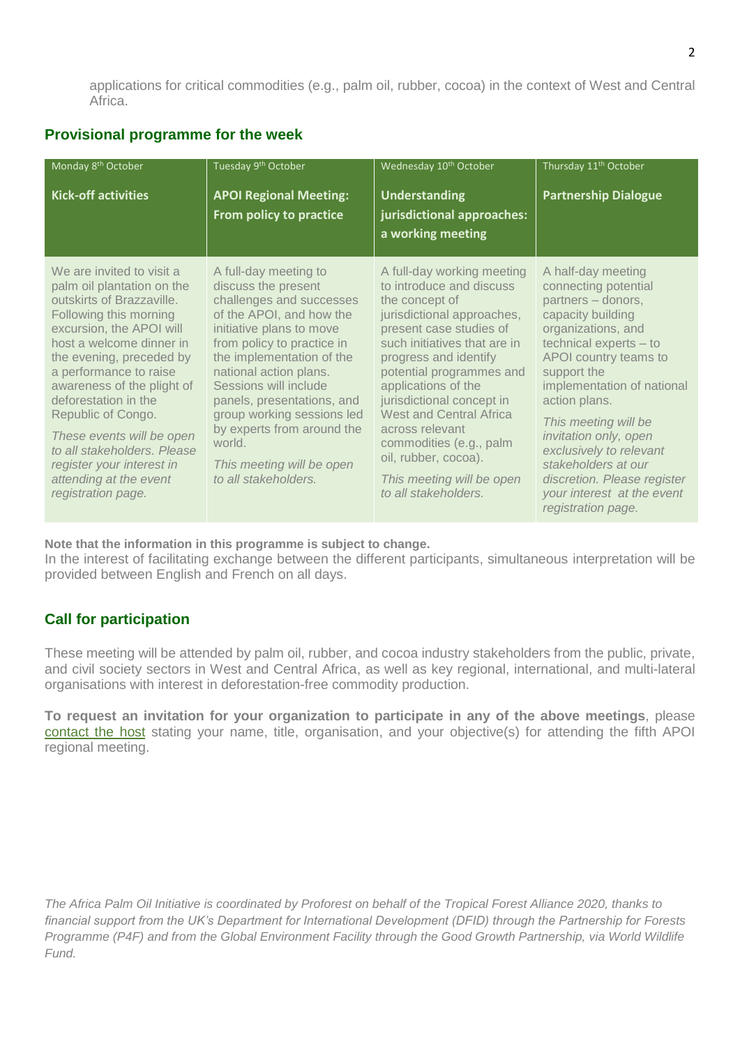applications for critical commodities (e.g., palm oil, rubber, cocoa) in the context of West and Central Africa.

## Provisional programme for the week

| Monday 8th October<br><br>**Kick-off activities** | Tuesday 9th October<br><br>**APOI Regional Meeting: From policy to practice** | Wednesday 10th October<br><br>**Understanding jurisdictional approaches: a working meeting** | Thursday 11th October<br><br>**Partnership Dialogue** |
|---|---|---|---|
| We are invited to visit a palm oil plantation on the outskirts of Brazzaville. Following this morning excursion, the APOI will host a welcome dinner in the evening, preceded by a performance to raise awareness of the plight of deforestation in the Republic of Congo.<br><br>*These events will be open to all stakeholders. Please register your interest in attending at the event registration page.* | A full-day meeting to discuss the present challenges and successes of the APOI, and how the initiative plans to move from policy to practice in the implementation of the national action plans. Sessions will include panels, presentations, and group working sessions led by experts from around the world.<br><br>*This meeting will be open to all stakeholders.* | A full-day working meeting to introduce and discuss the concept of jurisdictional approaches, present case studies of such initiatives that are in progress and identify potential programmes and applications of the jurisdictional concept in West and Central Africa across relevant commodities (e.g., palm oil, rubber, cocoa).<br><br>*This meeting will be open to all stakeholders.* | A half-day meeting connecting potential partners – donors, capacity building organizations, and technical experts – to APOI country teams to support the implementation of national action plans.<br><br>*This meeting will be by invitation only, open exclusively to relevant stakeholders at our discretion. Please register your interest at the event registration page.* |

**Note that the information in this programme is subject to change.**
In the interest of facilitating exchange between the different participants, simultaneous interpretation will be provided between English and French on all days.

## Call for participation

These meeting will be attended by palm oil, rubber, and cocoa industry stakeholders from the public, private, and civil society sectors in West and Central Africa, as well as key regional, international, and multi-lateral organisations with interest in deforestation-free commodity production.

**To request an invitation for your organization to participate in any of the above meetings**, please contact the host stating your name, title, organisation, and your objective(s) for attending the fifth APOI regional meeting.

*The Africa Palm Oil Initiative is coordinated by Proforest on behalf of the Tropical Forest Alliance 2020, thanks to financial support from the UK's Department for International Development (DFID) through the Partnership for Forests Programme (P4F) and from the Global Environment Facility through the Good Growth Partnership, via World Wildlife Fund.*